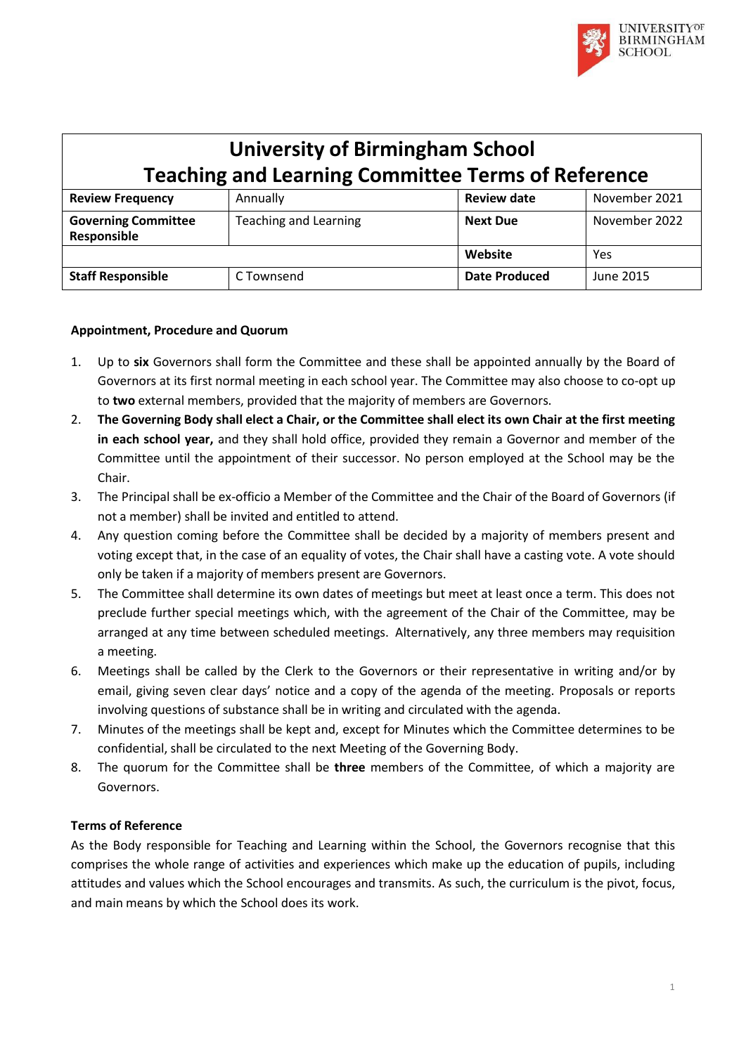# University of Birmingham School
## Teaching and Learning Committee Terms of Reference

| Review Frequency | Annually | Review date | November 2021 |
|---|---|---|---|
| **Governing Committee Responsible** | Teaching and Learning | **Next Due** | November 2022 |
| | | **Website** | Yes |
| **Staff Responsible** | C Townsend | **Date Produced** | June 2015 |

**Appointment, Procedure and Quorum**

1. Up to **six** Governors shall form the Committee and these shall be appointed annually by the Board of Governors at its first normal meeting in each school year. The Committee may also choose to co-opt up to **two** external members, provided that the majority of members are Governors.
2. **The Governing Body shall elect a Chair, or the Committee shall elect its own Chair at the first meeting in each school year,** and they shall hold office, provided they remain a Governor and member of the Committee until the appointment of their successor. No person employed at the School may be the Chair.
3. The Principal shall be ex-officio a Member of the Committee and the Chair of the Board of Governors (if not a member) shall be invited and entitled to attend.
4. Any question coming before the Committee shall be decided by a majority of members present and voting except that, in the case of an equality of votes, the Chair shall have a casting vote. A vote should only be taken if a majority of members present are Governors.
5. The Committee shall determine its own dates of meetings but meet at least once a term. This does not preclude further special meetings which, with the agreement of the Chair of the Committee, may be arranged at any time between scheduled meetings. Alternatively, any three members may requisition a meeting.
6. Meetings shall be called by the Clerk to the Governors or their representative in writing and/or by email, giving seven clear days' notice and a copy of the agenda of the meeting. Proposals or reports involving questions of substance shall be in writing and circulated with the agenda.
7. Minutes of the meetings shall be kept and, except for Minutes which the Committee determines to be confidential, shall be circulated to the next Meeting of the Governing Body.
8. The quorum for the Committee shall be **three** members of the Committee, of which a majority are Governors.

**Terms of Reference**

As the Body responsible for Teaching and Learning within the School, the Governors recognise that this comprises the whole range of activities and experiences which make up the education of pupils, including attitudes and values which the School encourages and transmits. As such, the curriculum is the pivot, focus, and main means by which the School does its work.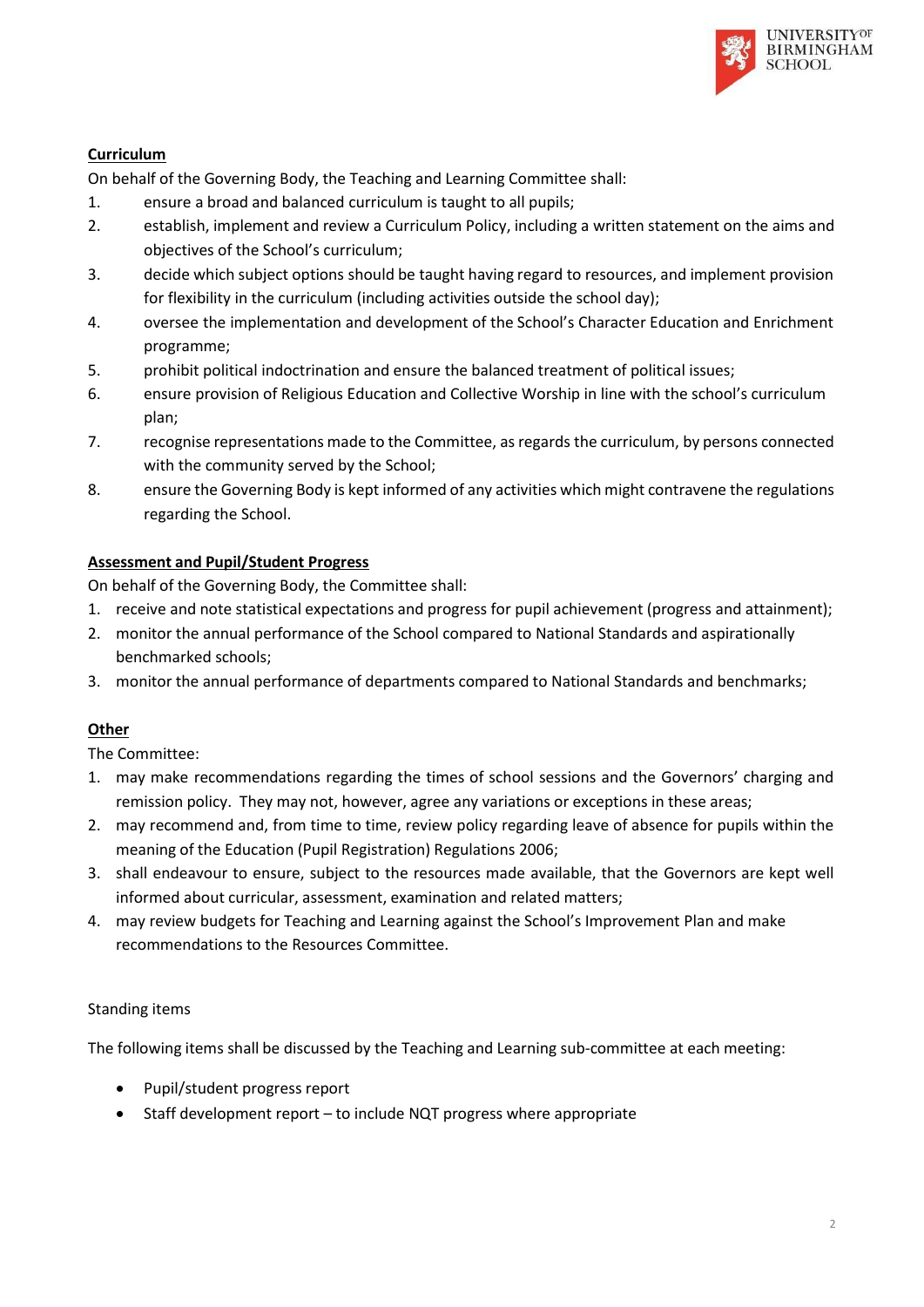**Curriculum**

On behalf of the Governing Body, the Teaching and Learning Committee shall:

1. ensure a broad and balanced curriculum is taught to all pupils;
2. establish, implement and review a Curriculum Policy, including a written statement on the aims and objectives of the School's curriculum;
3. decide which subject options should be taught having regard to resources, and implement provision for flexibility in the curriculum (including activities outside the school day);
4. oversee the implementation and development of the School's Character Education and Enrichment programme;
5. prohibit political indoctrination and ensure the balanced treatment of political issues;
6. ensure provision of Religious Education and Collective Worship in line with the school's curriculum plan;
7. recognise representations made to the Committee, as regards the curriculum, by persons connected with the community served by the School;
8. ensure the Governing Body is kept informed of any activities which might contravene the regulations regarding the School.

**Assessment and Pupil/Student Progress**

On behalf of the Governing Body, the Committee shall:

1. receive and note statistical expectations and progress for pupil achievement (progress and attainment);
2. monitor the annual performance of the School compared to National Standards and aspirationally benchmarked schools;
3. monitor the annual performance of departments compared to National Standards and benchmarks;

**Other**

The Committee:

1. may make recommendations regarding the times of school sessions and the Governors' charging and remission policy. They may not, however, agree any variations or exceptions in these areas;
2. may recommend and, from time to time, review policy regarding leave of absence for pupils within the meaning of the Education (Pupil Registration) Regulations 2006;
3. shall endeavour to ensure, subject to the resources made available, that the Governors are kept well informed about curricular, assessment, examination and related matters;
4. may review budgets for Teaching and Learning against the School's Improvement Plan and make recommendations to the Resources Committee.

Standing items

The following items shall be discussed by the Teaching and Learning sub-committee at each meeting:

- Pupil/student progress report
- Staff development report – to include NQT progress where appropriate